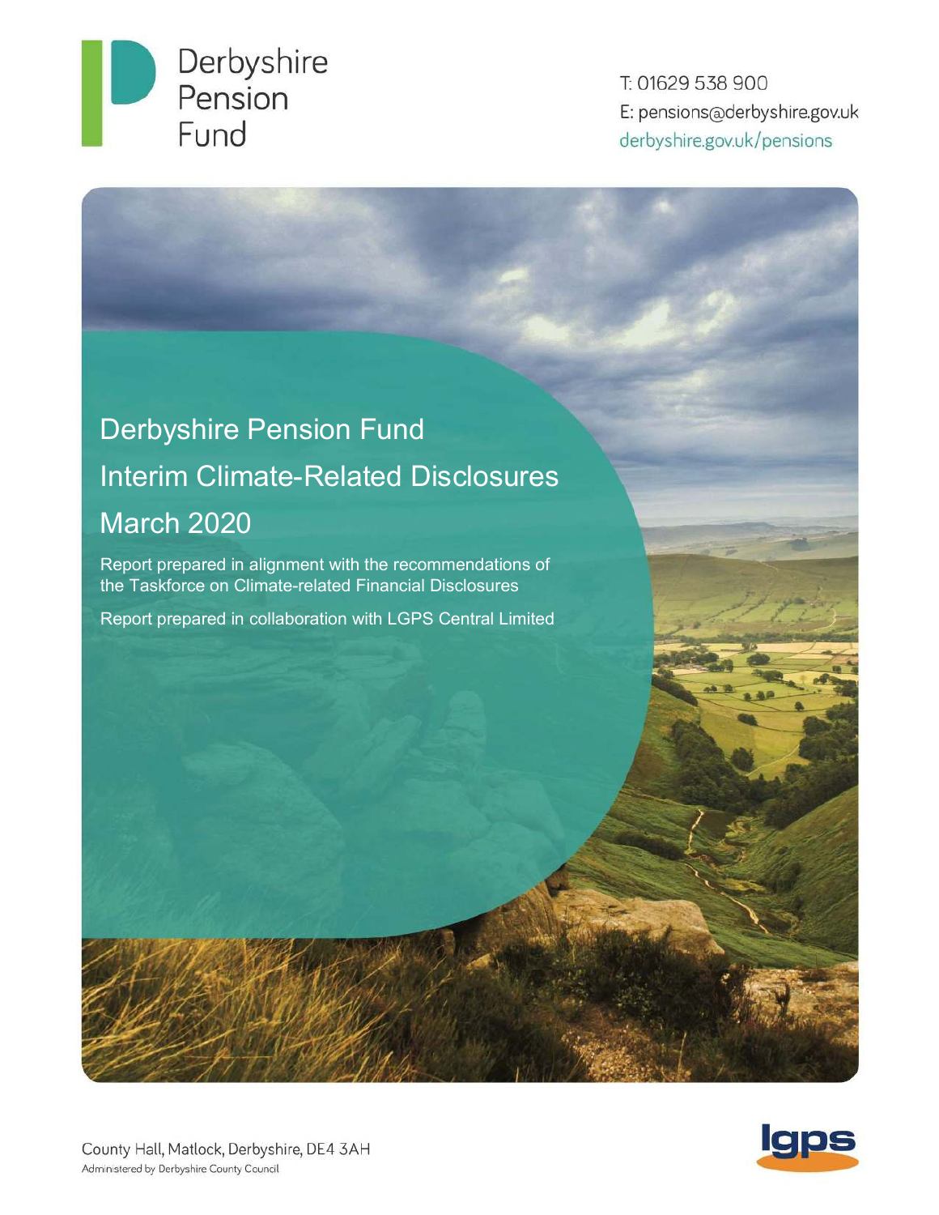Derbyshire Pension Fund

T: 01629 538 900
E: pensions@derbyshire.gov.uk
derbyshire.gov.uk/pensions

# Derbyshire Pension Fund Interim Climate-Related Disclosures March 2020

Report prepared in alignment with the recommendations of the Taskforce on Climate-related Financial Disclosures

Report prepared in collaboration with LGPS Central Limited

County Hall, Matlock, Derbyshire, DE4 3AH
Administered by Derbyshire County Council

lgps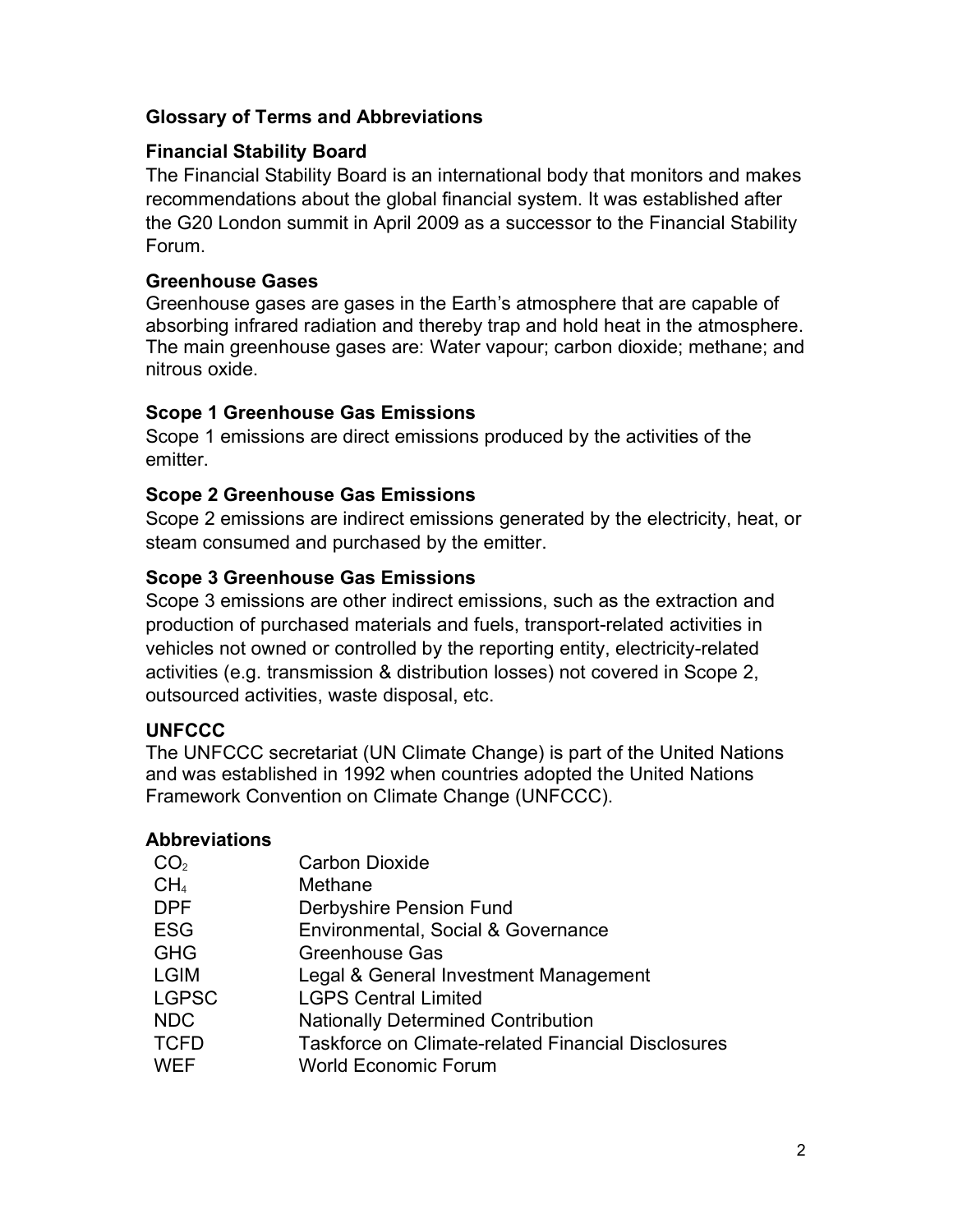## Glossary of Terms and Abbreviations

### Financial Stability Board

The Financial Stability Board is an international body that monitors and makes recommendations about the global financial system. It was established after the G20 London summit in April 2009 as a successor to the Financial Stability Forum.

### Greenhouse Gases

Greenhouse gases are gases in the Earth's atmosphere that are capable of absorbing infrared radiation and thereby trap and hold heat in the atmosphere. The main greenhouse gases are: Water vapour; carbon dioxide; methane; and nitrous oxide.

### Scope 1 Greenhouse Gas Emissions

Scope 1 emissions are direct emissions produced by the activities of the emitter.

### Scope 2 Greenhouse Gas Emissions

Scope 2 emissions are indirect emissions generated by the electricity, heat, or steam consumed and purchased by the emitter.

### Scope 3 Greenhouse Gas Emissions

Scope 3 emissions are other indirect emissions, such as the extraction and production of purchased materials and fuels, transport-related activities in vehicles not owned or controlled by the reporting entity, electricity-related activities (e.g. transmission & distribution losses) not covered in Scope 2, outsourced activities, waste disposal, etc.

### UNFCCC

The UNFCCC secretariat (UN Climate Change) is part of the United Nations and was established in 1992 when countries adopted the United Nations Framework Convention on Climate Change (UNFCCC).

### Abbreviations

| | |
|---|---|
| $CO_2$ | Carbon Dioxide |
| $CH_4$ | Methane |
| DPF | Derbyshire Pension Fund |
| ESG | Environmental, Social & Governance |
| GHG | Greenhouse Gas |
| LGIM | Legal & General Investment Management |
| LGPSC | LGPS Central Limited |
| NDC | Nationally Determined Contribution |
| TCFD | Taskforce on Climate-related Financial Disclosures |
| WEF | World Economic Forum |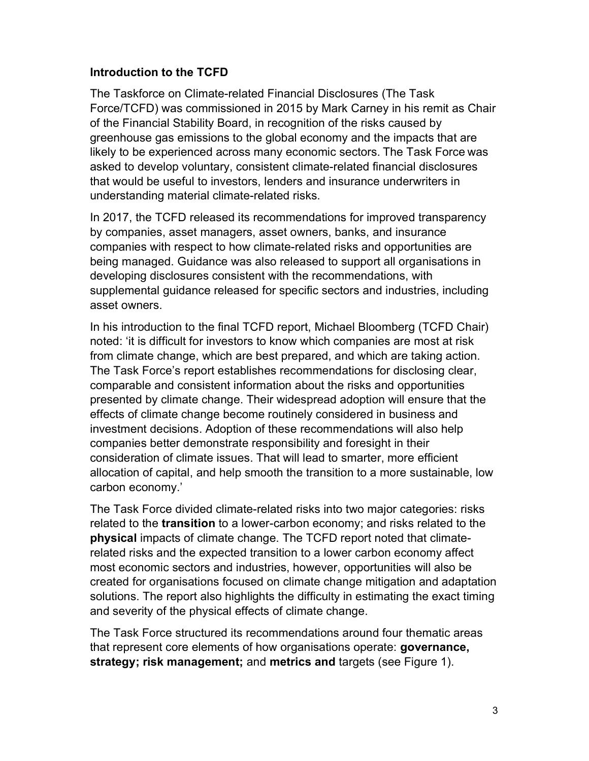**Introduction to the TCFD**

The Taskforce on Climate-related Financial Disclosures (The Task Force/TCFD) was commissioned in 2015 by Mark Carney in his remit as Chair of the Financial Stability Board, in recognition of the risks caused by greenhouse gas emissions to the global economy and the impacts that are likely to be experienced across many economic sectors. The Task Force was asked to develop voluntary, consistent climate-related financial disclosures that would be useful to investors, lenders and insurance underwriters in understanding material climate-related risks.

In 2017, the TCFD released its recommendations for improved transparency by companies, asset managers, asset owners, banks, and insurance companies with respect to how climate-related risks and opportunities are being managed. Guidance was also released to support all organisations in developing disclosures consistent with the recommendations, with supplemental guidance released for specific sectors and industries, including asset owners.

In his introduction to the final TCFD report, Michael Bloomberg (TCFD Chair) noted: 'it is difficult for investors to know which companies are most at risk from climate change, which are best prepared, and which are taking action. The Task Force's report establishes recommendations for disclosing clear, comparable and consistent information about the risks and opportunities presented by climate change. Their widespread adoption will ensure that the effects of climate change become routinely considered in business and investment decisions. Adoption of these recommendations will also help companies better demonstrate responsibility and foresight in their consideration of climate issues. That will lead to smarter, more efficient allocation of capital, and help smooth the transition to a more sustainable, low carbon economy.'

The Task Force divided climate-related risks into two major categories: risks related to the **transition** to a lower-carbon economy; and risks related to the **physical** impacts of climate change. The TCFD report noted that climate-related risks and the expected transition to a lower carbon economy affect most economic sectors and industries, however, opportunities will also be created for organisations focused on climate change mitigation and adaptation solutions. The report also highlights the difficulty in estimating the exact timing and severity of the physical effects of climate change.

The Task Force structured its recommendations around four thematic areas that represent core elements of how organisations operate: **governance, strategy; risk management;** and **metrics and** targets (see Figure 1).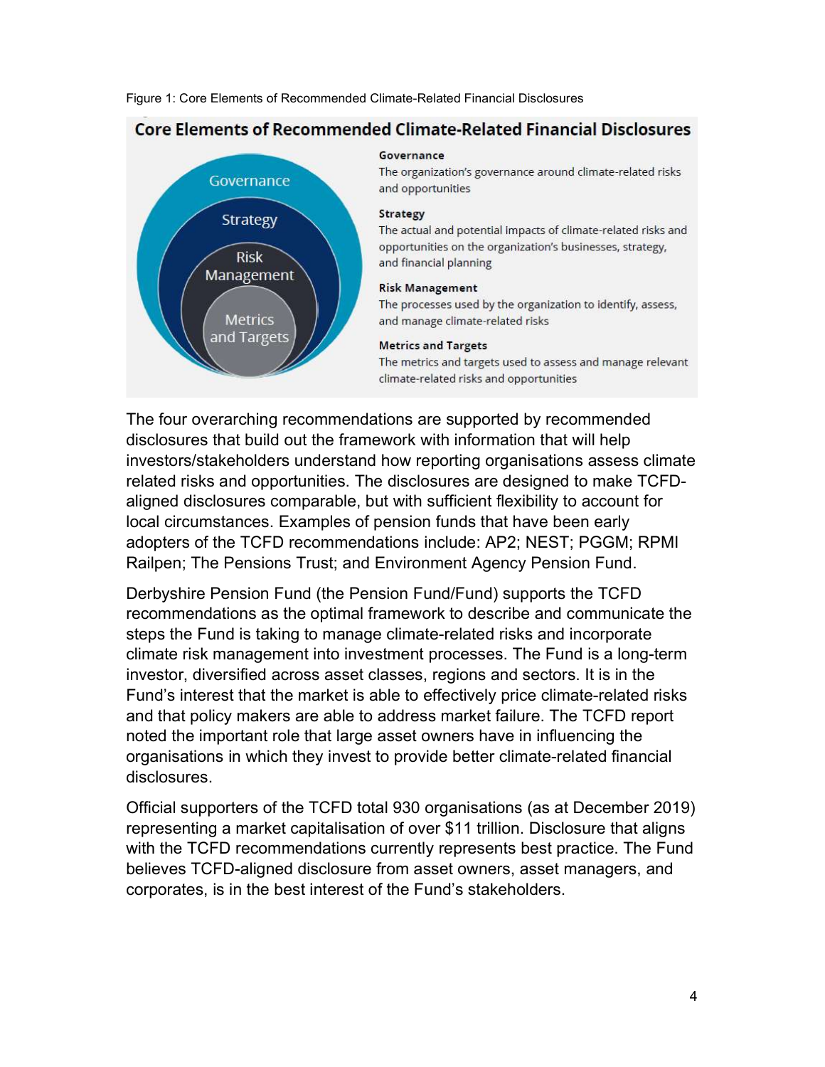Figure 1: Core Elements of Recommended Climate-Related Financial Disclosures

**Core Elements of Recommended Climate-Related Financial Disclosures**

Governance

Strategy

Risk Management

Metrics and Targets

**Governance**
The organization's governance around climate-related risks and opportunities

**Strategy**
The actual and potential impacts of climate-related risks and opportunities on the organization's businesses, strategy, and financial planning

**Risk Management**
The processes used by the organization to identify, assess, and manage climate-related risks

**Metrics and Targets**
The metrics and targets used to assess and manage relevant climate-related risks and opportunities

The four overarching recommendations are supported by recommended disclosures that build out the framework with information that will help investors/stakeholders understand how reporting organisations assess climate related risks and opportunities. The disclosures are designed to make TCFD-aligned disclosures comparable, but with sufficient flexibility to account for local circumstances. Examples of pension funds that have been early adopters of the TCFD recommendations include: AP2; NEST; PGGM; RPMI Railpen; The Pensions Trust; and Environment Agency Pension Fund.

Derbyshire Pension Fund (the Pension Fund/Fund) supports the TCFD recommendations as the optimal framework to describe and communicate the steps the Fund is taking to manage climate-related risks and incorporate climate risk management into investment processes. The Fund is a long-term investor, diversified across asset classes, regions and sectors. It is in the Fund's interest that the market is able to effectively price climate-related risks and that policy makers are able to address market failure. The TCFD report noted the important role that large asset owners have in influencing the organisations in which they invest to provide better climate-related financial disclosures.

Official supporters of the TCFD total 930 organisations (as at December 2019) representing a market capitalisation of over $11 trillion. Disclosure that aligns with the TCFD recommendations currently represents best practice. The Fund believes TCFD-aligned disclosure from asset owners, asset managers, and corporates, is in the best interest of the Fund's stakeholders.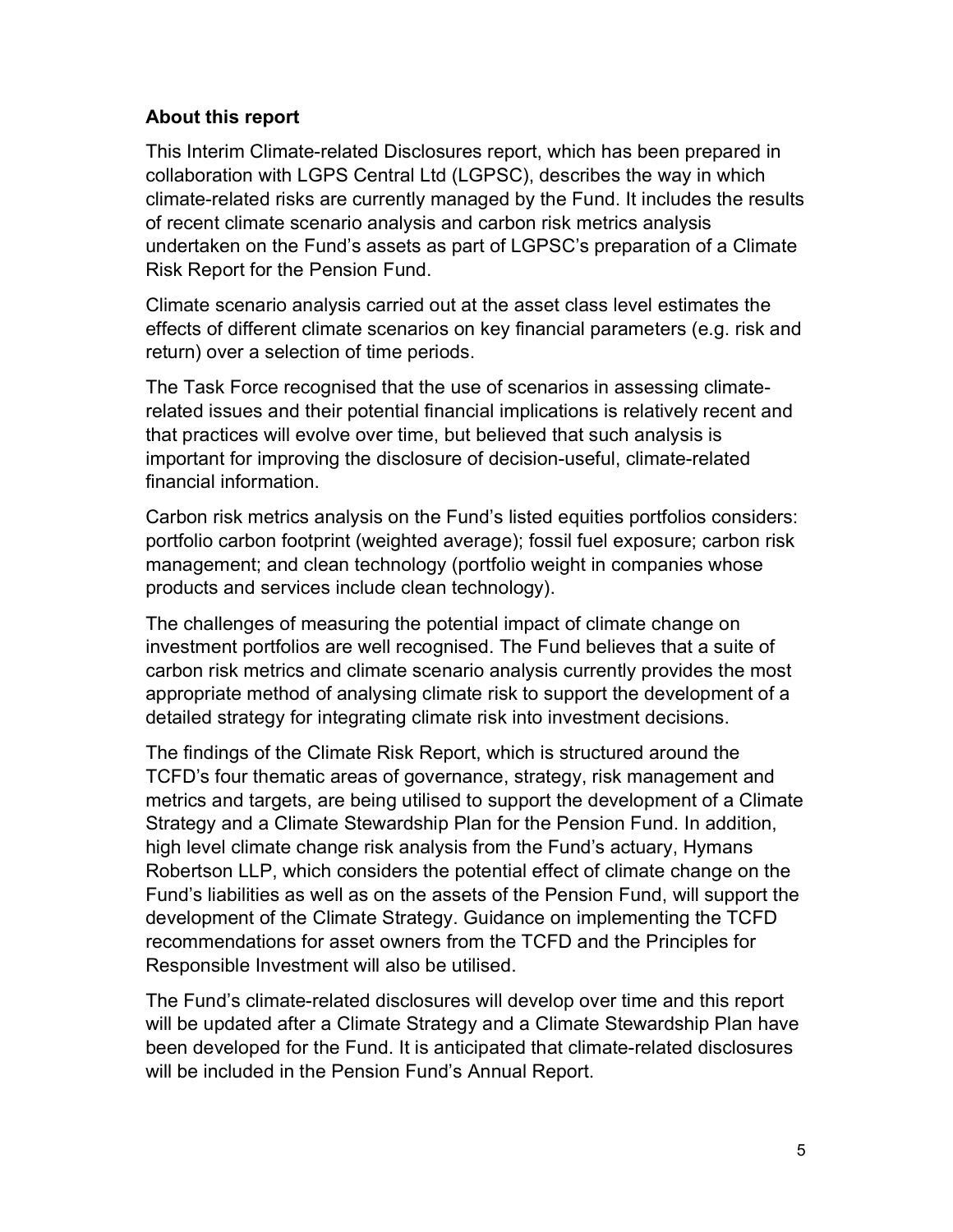## About this report

This Interim Climate-related Disclosures report, which has been prepared in collaboration with LGPS Central Ltd (LGPSC), describes the way in which climate-related risks are currently managed by the Fund. It includes the results of recent climate scenario analysis and carbon risk metrics analysis undertaken on the Fund's assets as part of LGPSC's preparation of a Climate Risk Report for the Pension Fund.

Climate scenario analysis carried out at the asset class level estimates the effects of different climate scenarios on key financial parameters (e.g. risk and return) over a selection of time periods.

The Task Force recognised that the use of scenarios in assessing climate-related issues and their potential financial implications is relatively recent and that practices will evolve over time, but believed that such analysis is important for improving the disclosure of decision-useful, climate-related financial information.

Carbon risk metrics analysis on the Fund's listed equities portfolios considers: portfolio carbon footprint (weighted average); fossil fuel exposure; carbon risk management; and clean technology (portfolio weight in companies whose products and services include clean technology).

The challenges of measuring the potential impact of climate change on investment portfolios are well recognised. The Fund believes that a suite of carbon risk metrics and climate scenario analysis currently provides the most appropriate method of analysing climate risk to support the development of a detailed strategy for integrating climate risk into investment decisions.

The findings of the Climate Risk Report, which is structured around the TCFD's four thematic areas of governance, strategy, risk management and metrics and targets, are being utilised to support the development of a Climate Strategy and a Climate Stewardship Plan for the Pension Fund. In addition, high level climate change risk analysis from the Fund's actuary, Hymans Robertson LLP, which considers the potential effect of climate change on the Fund's liabilities as well as on the assets of the Pension Fund, will support the development of the Climate Strategy. Guidance on implementing the TCFD recommendations for asset owners from the TCFD and the Principles for Responsible Investment will also be utilised.

The Fund's climate-related disclosures will develop over time and this report will be updated after a Climate Strategy and a Climate Stewardship Plan have been developed for the Fund. It is anticipated that climate-related disclosures will be included in the Pension Fund's Annual Report.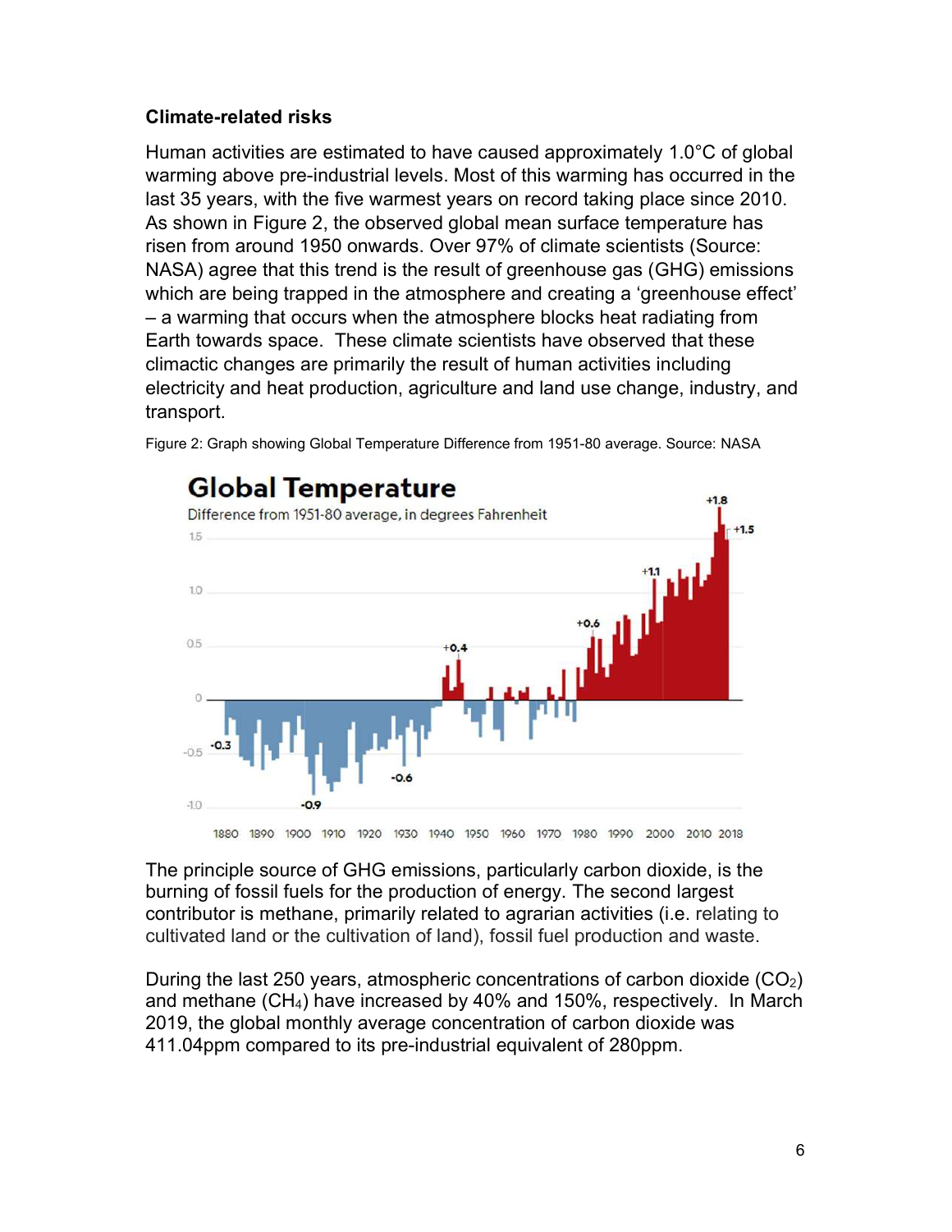### Climate-related risks

Human activities are estimated to have caused approximately 1.0°C of global warming above pre-industrial levels. Most of this warming has occurred in the last 35 years, with the five warmest years on record taking place since 2010. As shown in Figure 2, the observed global mean surface temperature has risen from around 1950 onwards. Over 97% of climate scientists (Source: NASA) agree that this trend is the result of greenhouse gas (GHG) emissions which are being trapped in the atmosphere and creating a 'greenhouse effect' – a warming that occurs when the atmosphere blocks heat radiating from Earth towards space. These climate scientists have observed that these climactic changes are primarily the result of human activities including electricity and heat production, agriculture and land use change, industry, and transport.

Figure 2: Graph showing Global Temperature Difference from 1951-80 average. Source: NASA

The principle source of GHG emissions, particularly carbon dioxide, is the burning of fossil fuels for the production of energy. The second largest contributor is methane, primarily related to agrarian activities (i.e. relating to cultivated land or the cultivation of land), fossil fuel production and waste.

During the last 250 years, atmospheric concentrations of carbon dioxide ($CO_2$) and methane ($CH_4$) have increased by 40% and 150%, respectively. In March 2019, the global monthly average concentration of carbon dioxide was 411.04ppm compared to its pre-industrial equivalent of 280ppm.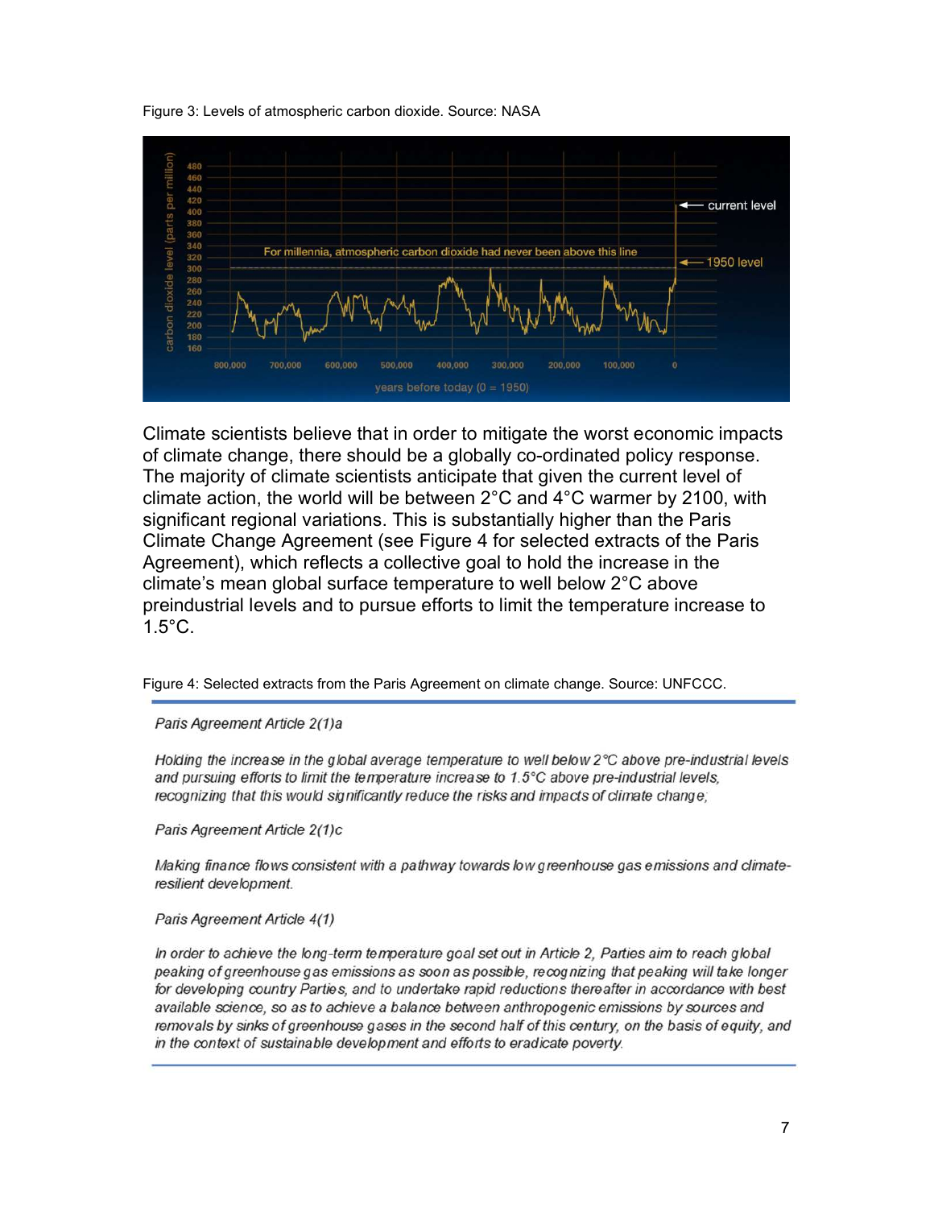Figure 3: Levels of atmospheric carbon dioxide. Source: NASA

Climate scientists believe that in order to mitigate the worst economic impacts of climate change, there should be a globally co-ordinated policy response. The majority of climate scientists anticipate that given the current level of climate action, the world will be between 2°C and 4°C warmer by 2100, with significant regional variations. This is substantially higher than the Paris Climate Change Agreement (see Figure 4 for selected extracts of the Paris Agreement), which reflects a collective goal to hold the increase in the climate's mean global surface temperature to well below 2°C above preindustrial levels and to pursue efforts to limit the temperature increase to 1.5°C.

Figure 4: Selected extracts from the Paris Agreement on climate change. Source: UNFCCC.

---

*Paris Agreement Article 2(1)a*

*Holding the increase in the global average temperature to well below 2°C above pre-industrial levels and pursuing efforts to limit the temperature increase to 1.5°C above pre-industrial levels, recognizing that this would significantly reduce the risks and impacts of climate change;*

*Paris Agreement Article 2(1)c*

*Making finance flows consistent with a pathway towards low greenhouse gas emissions and climate-resilient development.*

*Paris Agreement Article 4(1)*

*In order to achieve the long-term temperature goal set out in Article 2, Parties aim to reach global peaking of greenhouse gas emissions as soon as possible, recognizing that peaking will take longer for developing country Parties, and to undertake rapid reductions thereafter in accordance with best available science, so as to achieve a balance between anthropogenic emissions by sources and removals by sinks of greenhouse gases in the second half of this century, on the basis of equity, and in the context of sustainable development and efforts to eradicate poverty.*

---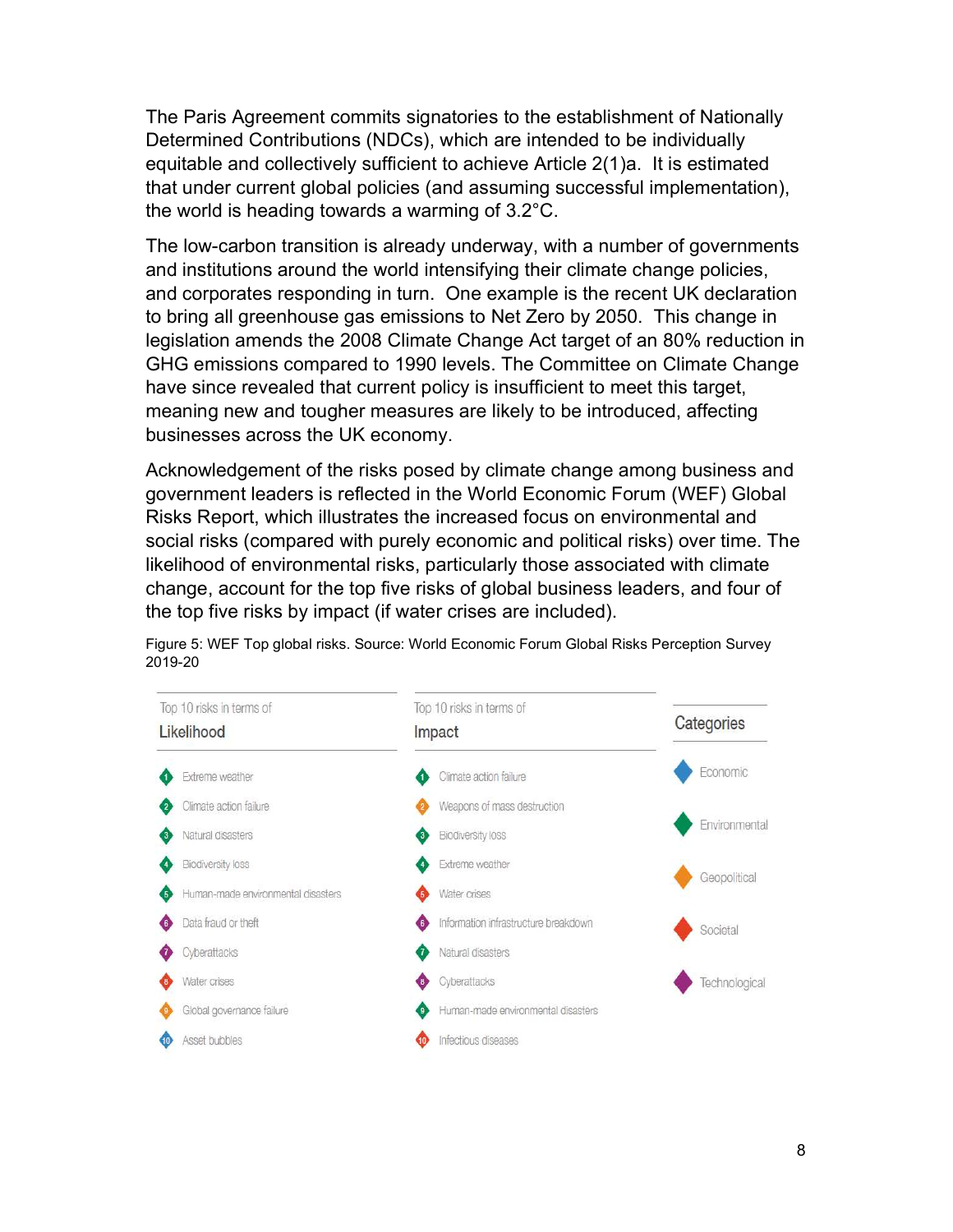The Paris Agreement commits signatories to the establishment of Nationally Determined Contributions (NDCs), which are intended to be individually equitable and collectively sufficient to achieve Article 2(1)a. It is estimated that under current global policies (and assuming successful implementation), the world is heading towards a warming of 3.2°C.

The low-carbon transition is already underway, with a number of governments and institutions around the world intensifying their climate change policies, and corporates responding in turn. One example is the recent UK declaration to bring all greenhouse gas emissions to Net Zero by 2050. This change in legislation amends the 2008 Climate Change Act target of an 80% reduction in GHG emissions compared to 1990 levels. The Committee on Climate Change have since revealed that current policy is insufficient to meet this target, meaning new and tougher measures are likely to be introduced, affecting businesses across the UK economy.

Acknowledgement of the risks posed by climate change among business and government leaders is reflected in the World Economic Forum (WEF) Global Risks Report, which illustrates the increased focus on environmental and social risks (compared with purely economic and political risks) over time. The likelihood of environmental risks, particularly those associated with climate change, account for the top five risks of global business leaders, and four of the top five risks by impact (if water crises are included).

Figure 5: WEF Top global risks. Source: World Economic Forum Global Risks Perception Survey 2019-20

| Rank | Top 10 risks in terms of Likelihood | Category | Top 10 risks in terms of Impact | Category |
|---|---|---|---|---|
| 1 | Extreme weather | Environmental | Climate action failure | Environmental |
| 2 | Climate action failure | Environmental | Weapons of mass destruction | Geopolitical |
| 3 | Natural disasters | Environmental | Biodiversity loss | Environmental |
| 4 | Biodiversity loss | Environmental | Extreme weather | Environmental |
| 5 | Human-made environmental disasters | Environmental | Water crises | Societal |
| 6 | Data fraud or theft | Technological | Information infrastructure breakdown | Technological |
| 7 | Cyberattacks | Technological | Natural disasters | Environmental |
| 8 | Water crises | Societal | Cyberattacks | Technological |
| 9 | Global governance failure | Geopolitical | Human-made environmental disasters | Environmental |
| 10 | Asset bubbles | Economic | Infectious diseases | Societal |

Categories: Economic, Environmental, Geopolitical, Societal, Technological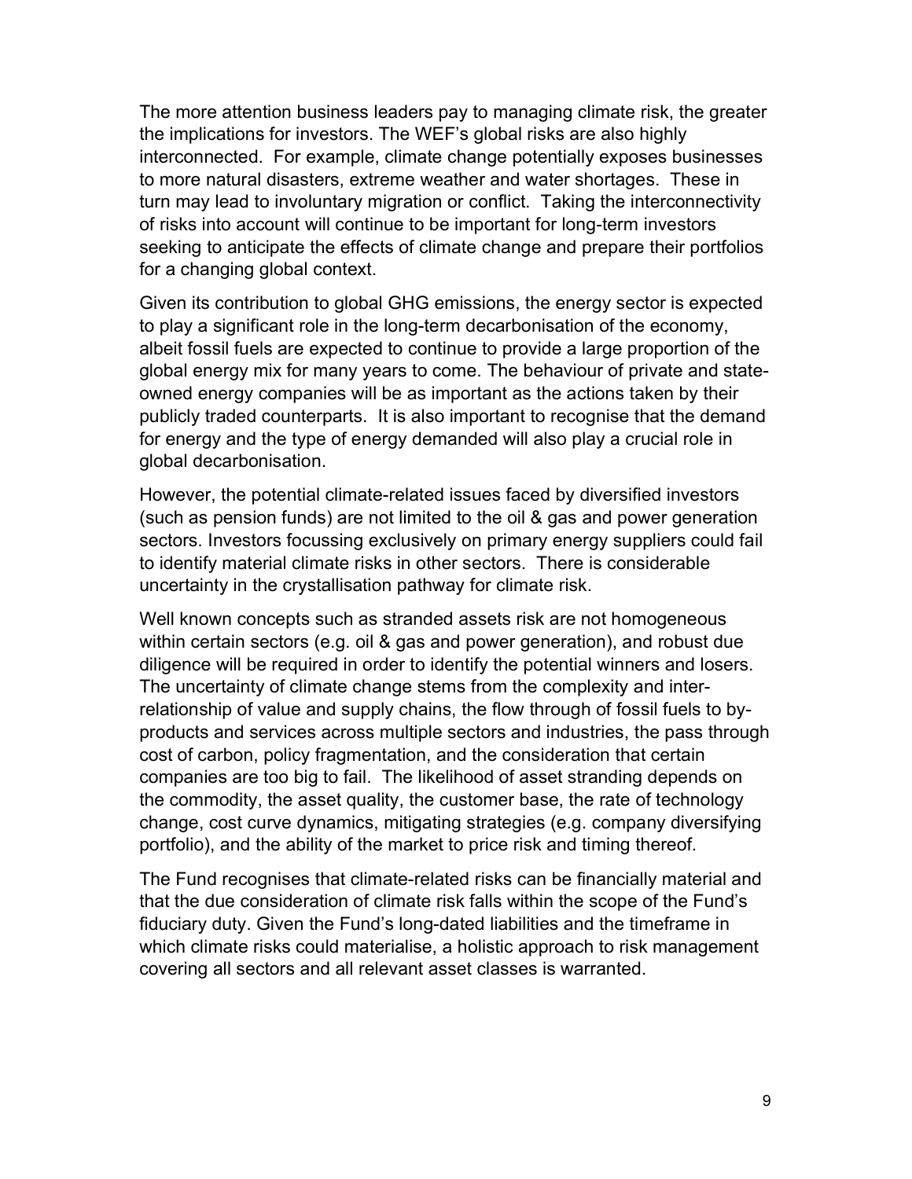The more attention business leaders pay to managing climate risk, the greater the implications for investors. The WEF's global risks are also highly interconnected. For example, climate change potentially exposes businesses to more natural disasters, extreme weather and water shortages. These in turn may lead to involuntary migration or conflict. Taking the interconnectivity of risks into account will continue to be important for long-term investors seeking to anticipate the effects of climate change and prepare their portfolios for a changing global context.

Given its contribution to global GHG emissions, the energy sector is expected to play a significant role in the long-term decarbonisation of the economy, albeit fossil fuels are expected to continue to provide a large proportion of the global energy mix for many years to come. The behaviour of private and state-owned energy companies will be as important as the actions taken by their publicly traded counterparts. It is also important to recognise that the demand for energy and the type of energy demanded will also play a crucial role in global decarbonisation.

However, the potential climate-related issues faced by diversified investors (such as pension funds) are not limited to the oil & gas and power generation sectors. Investors focussing exclusively on primary energy suppliers could fail to identify material climate risks in other sectors. There is considerable uncertainty in the crystallisation pathway for climate risk.

Well known concepts such as stranded assets risk are not homogeneous within certain sectors (e.g. oil & gas and power generation), and robust due diligence will be required in order to identify the potential winners and losers. The uncertainty of climate change stems from the complexity and inter-relationship of value and supply chains, the flow through of fossil fuels to by-products and services across multiple sectors and industries, the pass through cost of carbon, policy fragmentation, and the consideration that certain companies are too big to fail. The likelihood of asset stranding depends on the commodity, the asset quality, the customer base, the rate of technology change, cost curve dynamics, mitigating strategies (e.g. company diversifying portfolio), and the ability of the market to price risk and timing thereof.

The Fund recognises that climate-related risks can be financially material and that the due consideration of climate risk falls within the scope of the Fund's fiduciary duty. Given the Fund's long-dated liabilities and the timeframe in which climate risks could materialise, a holistic approach to risk management covering all sectors and all relevant asset classes is warranted.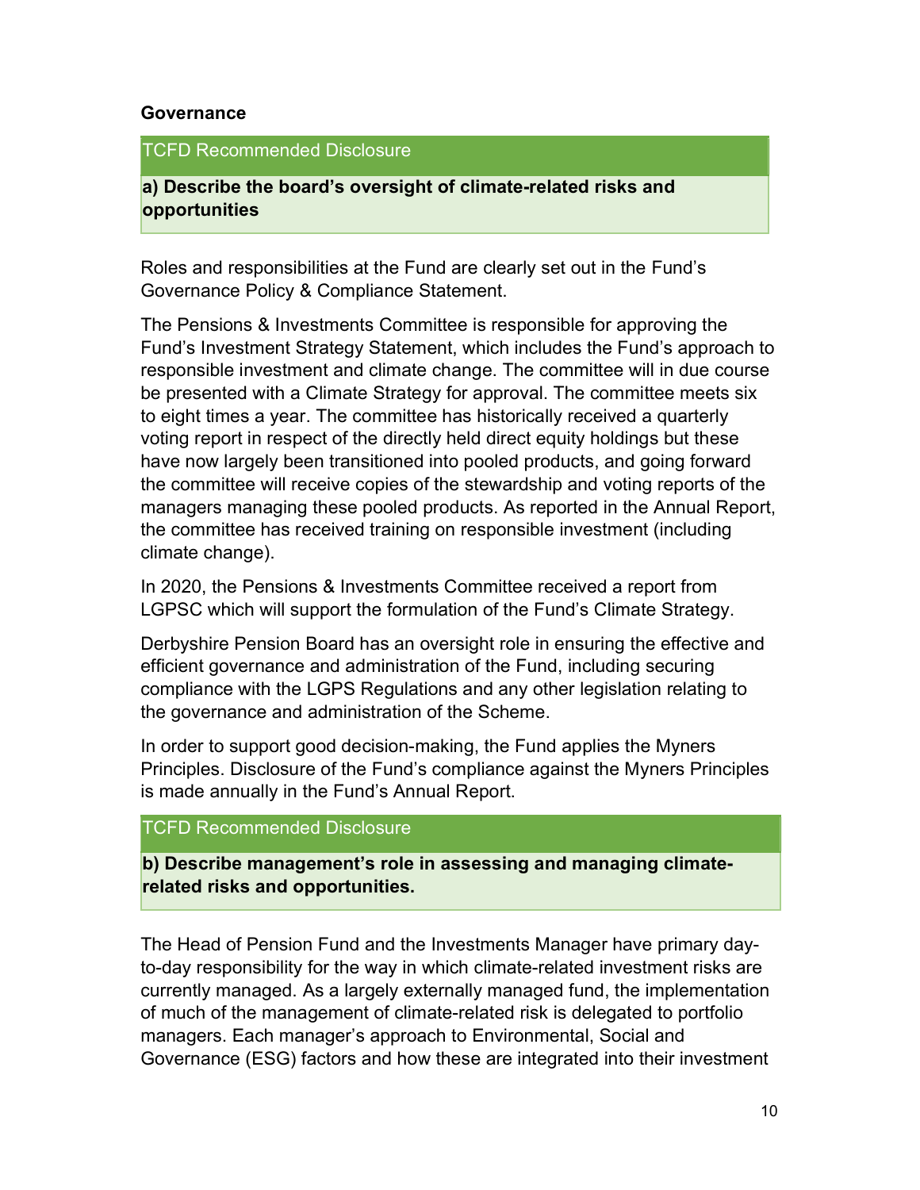## Governance

| TCFD Recommended Disclosure |
| --- |
| **a) Describe the board's oversight of climate-related risks and opportunities** |

Roles and responsibilities at the Fund are clearly set out in the Fund's Governance Policy & Compliance Statement.

The Pensions & Investments Committee is responsible for approving the Fund's Investment Strategy Statement, which includes the Fund's approach to responsible investment and climate change. The committee will in due course be presented with a Climate Strategy for approval. The committee meets six to eight times a year. The committee has historically received a quarterly voting report in respect of the directly held direct equity holdings but these have now largely been transitioned into pooled products, and going forward the committee will receive copies of the stewardship and voting reports of the managers managing these pooled products. As reported in the Annual Report, the committee has received training on responsible investment (including climate change).

In 2020, the Pensions & Investments Committee received a report from LGPSC which will support the formulation of the Fund's Climate Strategy.

Derbyshire Pension Board has an oversight role in ensuring the effective and efficient governance and administration of the Fund, including securing compliance with the LGPS Regulations and any other legislation relating to the governance and administration of the Scheme.

In order to support good decision-making, the Fund applies the Myners Principles. Disclosure of the Fund's compliance against the Myners Principles is made annually in the Fund's Annual Report.

| TCFD Recommended Disclosure |
| --- |
| **b) Describe management's role in assessing and managing climate-related risks and opportunities.** |

The Head of Pension Fund and the Investments Manager have primary day-to-day responsibility for the way in which climate-related investment risks are currently managed. As a largely externally managed fund, the implementation of much of the management of climate-related risk is delegated to portfolio managers. Each manager's approach to Environmental, Social and Governance (ESG) factors and how these are integrated into their investment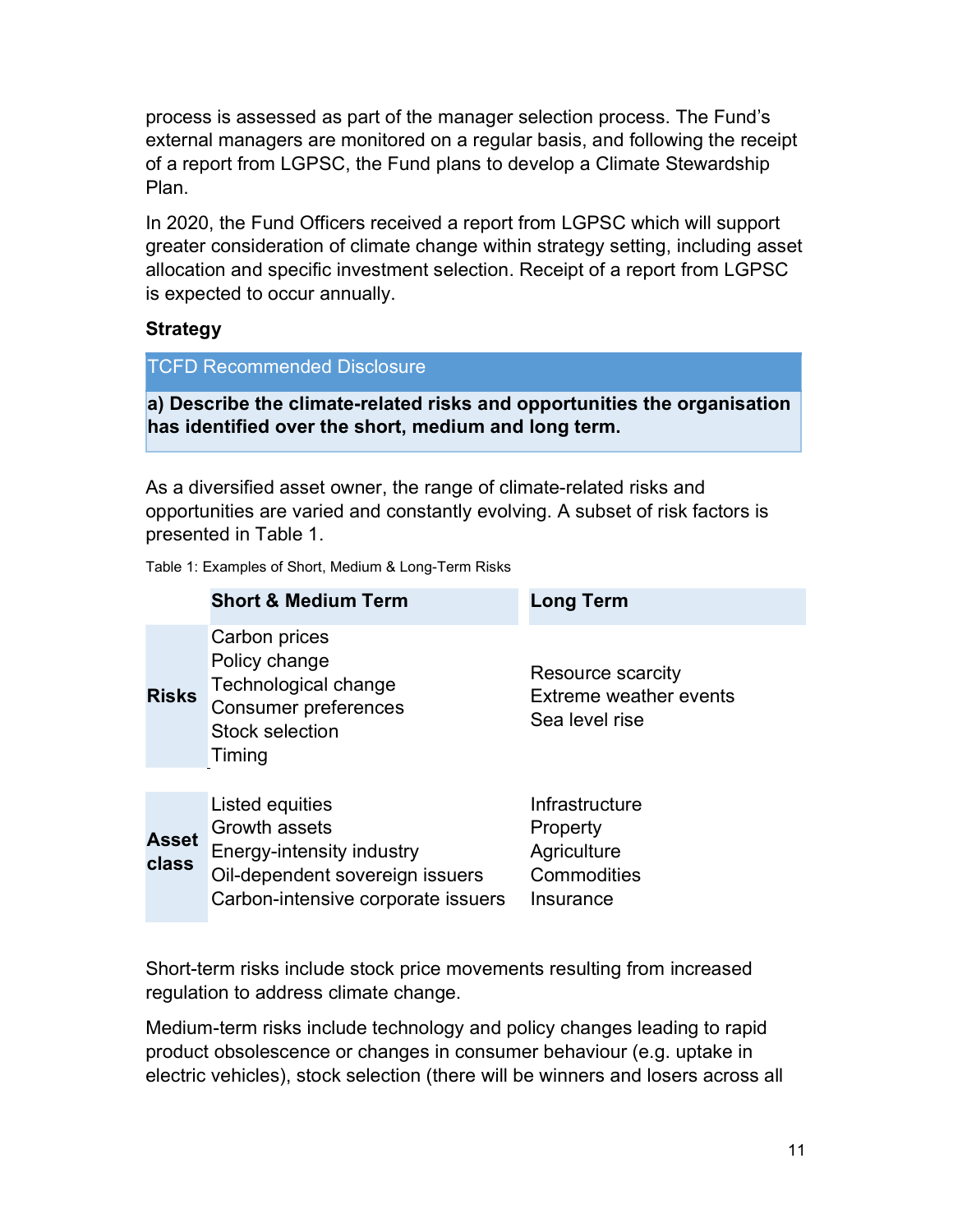process is assessed as part of the manager selection process. The Fund's external managers are monitored on a regular basis, and following the receipt of a report from LGPSC, the Fund plans to develop a Climate Stewardship Plan.

In 2020, the Fund Officers received a report from LGPSC which will support greater consideration of climate change within strategy setting, including asset allocation and specific investment selection. Receipt of a report from LGPSC is expected to occur annually.

**Strategy**

| TCFD Recommended Disclosure |
|---|
| **a) Describe the climate-related risks and opportunities the organisation has identified over the short, medium and long term.** |

As a diversified asset owner, the range of climate-related risks and opportunities are varied and constantly evolving. A subset of risk factors is presented in Table 1.

Table 1: Examples of Short, Medium & Long-Term Risks

| | Short & Medium Term | Long Term |
|---|---|---|
| **Risks** | Carbon prices<br>Policy change<br>Technological change<br>Consumer preferences<br>Stock selection<br>Timing | Resource scarcity<br>Extreme weather events<br>Sea level rise |
| **Asset class** | Listed equities<br>Growth assets<br>Energy-intensity industry<br>Oil-dependent sovereign issuers<br>Carbon-intensive corporate issuers | Infrastructure<br>Property<br>Agriculture<br>Commodities<br>Insurance |

Short-term risks include stock price movements resulting from increased regulation to address climate change.

Medium-term risks include technology and policy changes leading to rapid product obsolescence or changes in consumer behaviour (e.g. uptake in electric vehicles), stock selection (there will be winners and losers across all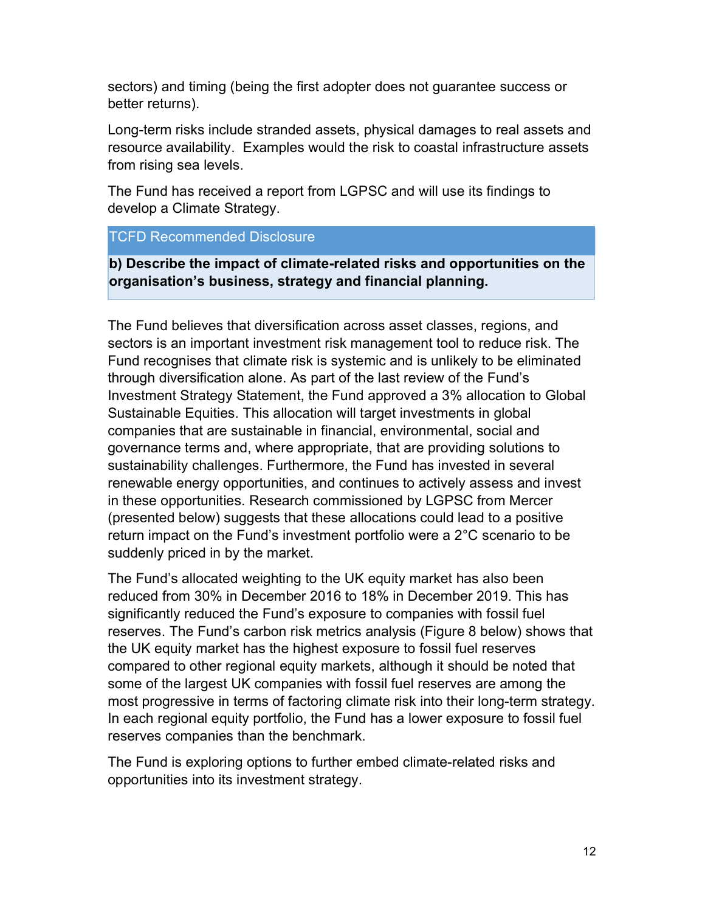sectors) and timing (being the first adopter does not guarantee success or better returns).

Long-term risks include stranded assets, physical damages to real assets and resource availability. Examples would the risk to coastal infrastructure assets from rising sea levels.

The Fund has received a report from LGPSC and will use its findings to develop a Climate Strategy.

| TCFD Recommended Disclosure |
| --- |
| **b) Describe the impact of climate-related risks and opportunities on the organisation's business, strategy and financial planning.** |

The Fund believes that diversification across asset classes, regions, and sectors is an important investment risk management tool to reduce risk. The Fund recognises that climate risk is systemic and is unlikely to be eliminated through diversification alone. As part of the last review of the Fund's Investment Strategy Statement, the Fund approved a 3% allocation to Global Sustainable Equities. This allocation will target investments in global companies that are sustainable in financial, environmental, social and governance terms and, where appropriate, that are providing solutions to sustainability challenges. Furthermore, the Fund has invested in several renewable energy opportunities, and continues to actively assess and invest in these opportunities. Research commissioned by LGPSC from Mercer (presented below) suggests that these allocations could lead to a positive return impact on the Fund's investment portfolio were a 2°C scenario to be suddenly priced in by the market.

The Fund's allocated weighting to the UK equity market has also been reduced from 30% in December 2016 to 18% in December 2019. This has significantly reduced the Fund's exposure to companies with fossil fuel reserves. The Fund's carbon risk metrics analysis (Figure 8 below) shows that the UK equity market has the highest exposure to fossil fuel reserves compared to other regional equity markets, although it should be noted that some of the largest UK companies with fossil fuel reserves are among the most progressive in terms of factoring climate risk into their long-term strategy. In each regional equity portfolio, the Fund has a lower exposure to fossil fuel reserves companies than the benchmark.

The Fund is exploring options to further embed climate-related risks and opportunities into its investment strategy.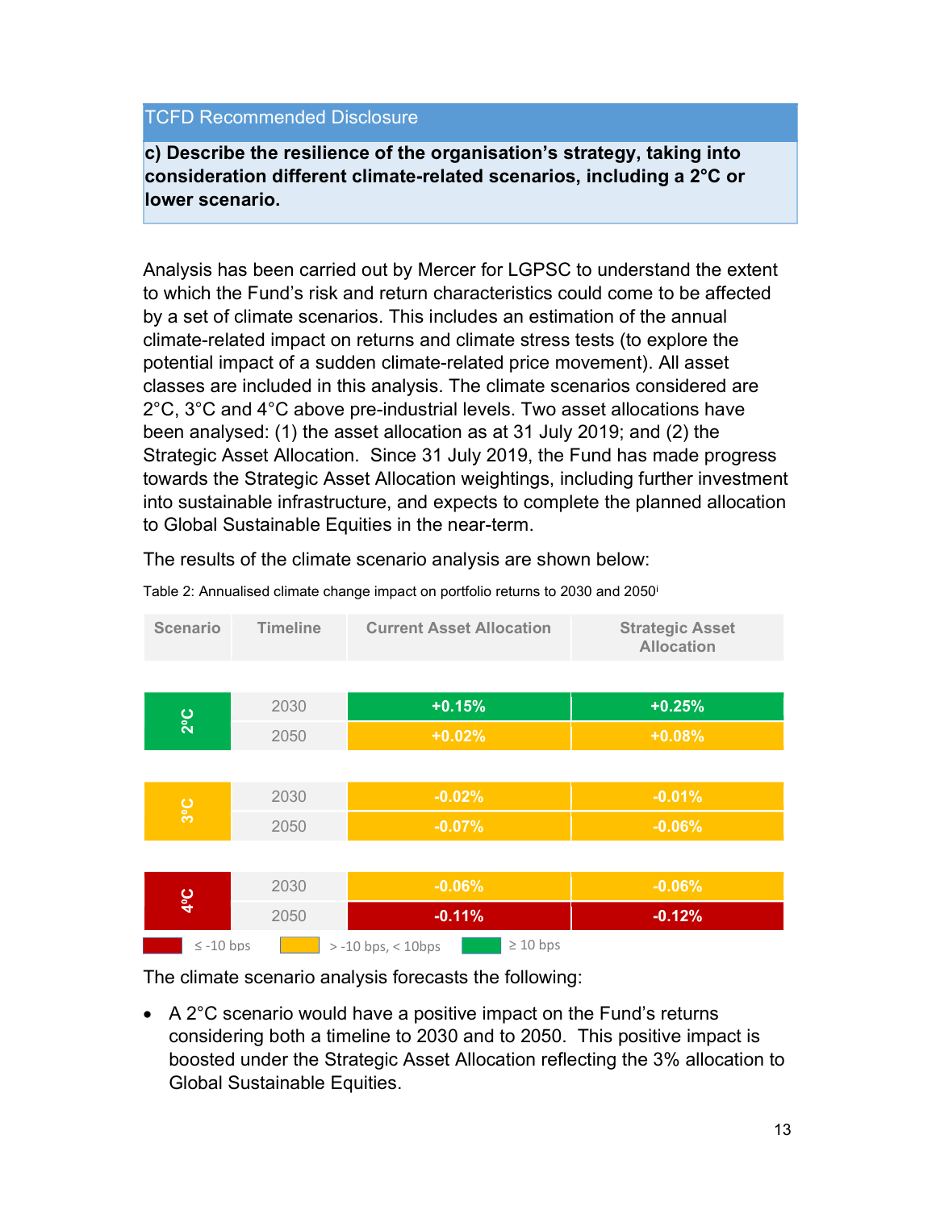| TCFD Recommended Disclosure |
|---|
| **c) Describe the resilience of the organisation's strategy, taking into consideration different climate-related scenarios, including a 2°C or lower scenario.** |

Analysis has been carried out by Mercer for LGPSC to understand the extent to which the Fund's risk and return characteristics could come to be affected by a set of climate scenarios. This includes an estimation of the annual climate-related impact on returns and climate stress tests (to explore the potential impact of a sudden climate-related price movement). All asset classes are included in this analysis. The climate scenarios considered are 2°C, 3°C and 4°C above pre-industrial levels. Two asset allocations have been analysed: (1) the asset allocation as at 31 July 2019; and (2) the Strategic Asset Allocation. Since 31 July 2019, the Fund has made progress towards the Strategic Asset Allocation weightings, including further investment into sustainable infrastructure, and expects to complete the planned allocation to Global Sustainable Equities in the near-term.

The results of the climate scenario analysis are shown below:

Table 2: Annualised climate change impact on portfolio returns to 2030 and 2050[i]

| Scenario | Timeline | Current Asset Allocation | Strategic Asset Allocation |
|---|---|---|---|
| 2°C | 2030 | +0.15% | +0.25% |
| | 2050 | +0.02% | +0.08% |
| 3°C | 2030 | -0.02% | -0.01% |
| | 2050 | -0.07% | -0.06% |
| 4°C | 2030 | -0.06% | -0.06% |
| | 2050 | -0.11% | -0.12% |

Key: Red: ≤ -10 bps; Amber: > -10 bps, < 10bps; Green: ≥ 10 bps

The climate scenario analysis forecasts the following:

- A 2°C scenario would have a positive impact on the Fund's returns considering both a timeline to 2030 and to 2050. This positive impact is boosted under the Strategic Asset Allocation reflecting the 3% allocation to Global Sustainable Equities.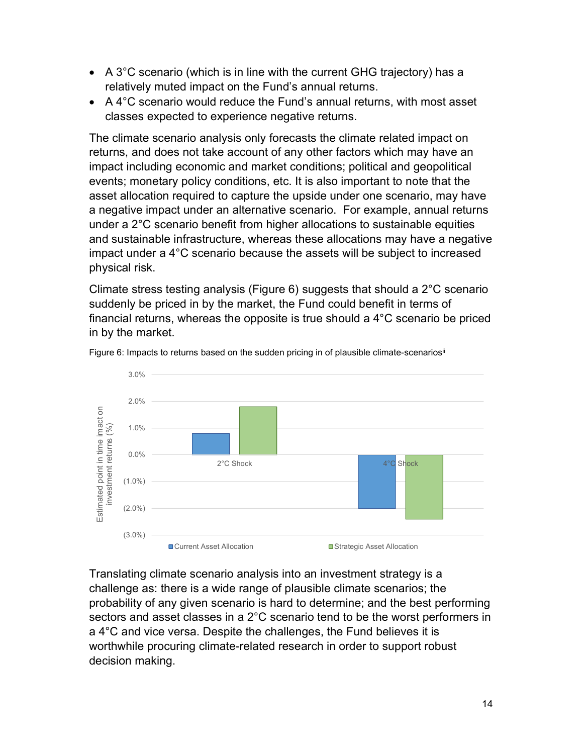- A 3°C scenario (which is in line with the current GHG trajectory) has a relatively muted impact on the Fund's annual returns.
- A 4°C scenario would reduce the Fund's annual returns, with most asset classes expected to experience negative returns.

The climate scenario analysis only forecasts the climate related impact on returns, and does not take account of any other factors which may have an impact including economic and market conditions; political and geopolitical events; monetary policy conditions, etc. It is also important to note that the asset allocation required to capture the upside under one scenario, may have a negative impact under an alternative scenario. For example, annual returns under a 2°C scenario benefit from higher allocations to sustainable equities and sustainable infrastructure, whereas these allocations may have a negative impact under a 4°C scenario because the assets will be subject to increased physical risk.

Climate stress testing analysis (Figure 6) suggests that should a 2°C scenario suddenly be priced in by the market, the Fund could benefit in terms of financial returns, whereas the opposite is true should a 4°C scenario be priced in by the market.

Figure 6: Impacts to returns based on the sudden pricing in of plausible climate-scenarios[ii]

Translating climate scenario analysis into an investment strategy is a challenge as: there is a wide range of plausible climate scenarios; the probability of any given scenario is hard to determine; and the best performing sectors and asset classes in a 2°C scenario tend to be the worst performers in a 4°C and vice versa. Despite the challenges, the Fund believes it is worthwhile procuring climate-related research in order to support robust decision making.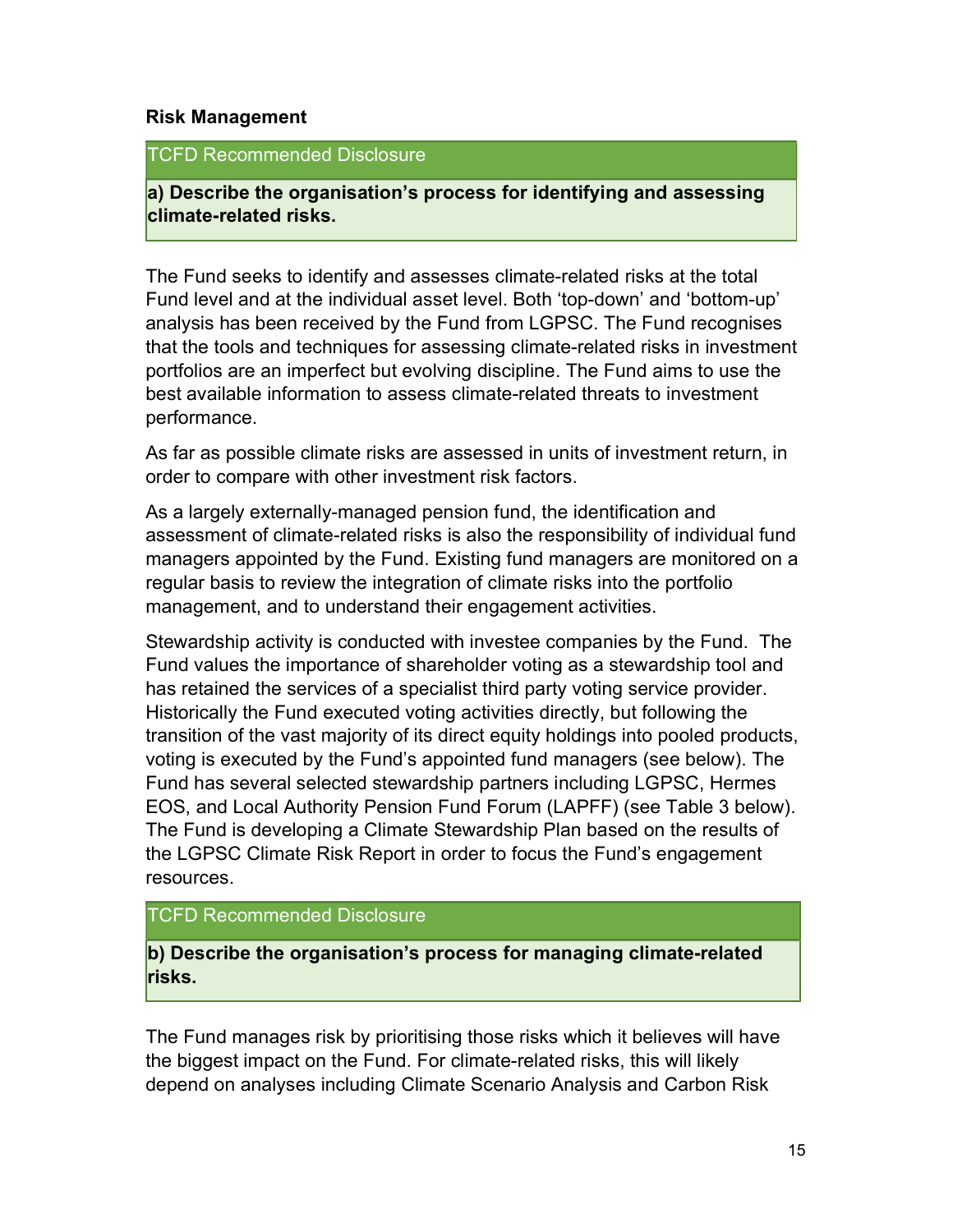## Risk Management

| TCFD Recommended Disclosure |
| --- |
| **a) Describe the organisation's process for identifying and assessing climate-related risks.** |

The Fund seeks to identify and assesses climate-related risks at the total Fund level and at the individual asset level. Both 'top-down' and 'bottom-up' analysis has been received by the Fund from LGPSC. The Fund recognises that the tools and techniques for assessing climate-related risks in investment portfolios are an imperfect but evolving discipline. The Fund aims to use the best available information to assess climate-related threats to investment performance.

As far as possible climate risks are assessed in units of investment return, in order to compare with other investment risk factors.

As a largely externally-managed pension fund, the identification and assessment of climate-related risks is also the responsibility of individual fund managers appointed by the Fund. Existing fund managers are monitored on a regular basis to review the integration of climate risks into the portfolio management, and to understand their engagement activities.

Stewardship activity is conducted with investee companies by the Fund. The Fund values the importance of shareholder voting as a stewardship tool and has retained the services of a specialist third party voting service provider. Historically the Fund executed voting activities directly, but following the transition of the vast majority of its direct equity holdings into pooled products, voting is executed by the Fund's appointed fund managers (see below). The Fund has several selected stewardship partners including LGPSC, Hermes EOS, and Local Authority Pension Fund Forum (LAPFF) (see Table 3 below). The Fund is developing a Climate Stewardship Plan based on the results of the LGPSC Climate Risk Report in order to focus the Fund's engagement resources.

| TCFD Recommended Disclosure |
| --- |
| **b) Describe the organisation's process for managing climate-related risks.** |

The Fund manages risk by prioritising those risks which it believes will have the biggest impact on the Fund. For climate-related risks, this will likely depend on analyses including Climate Scenario Analysis and Carbon Risk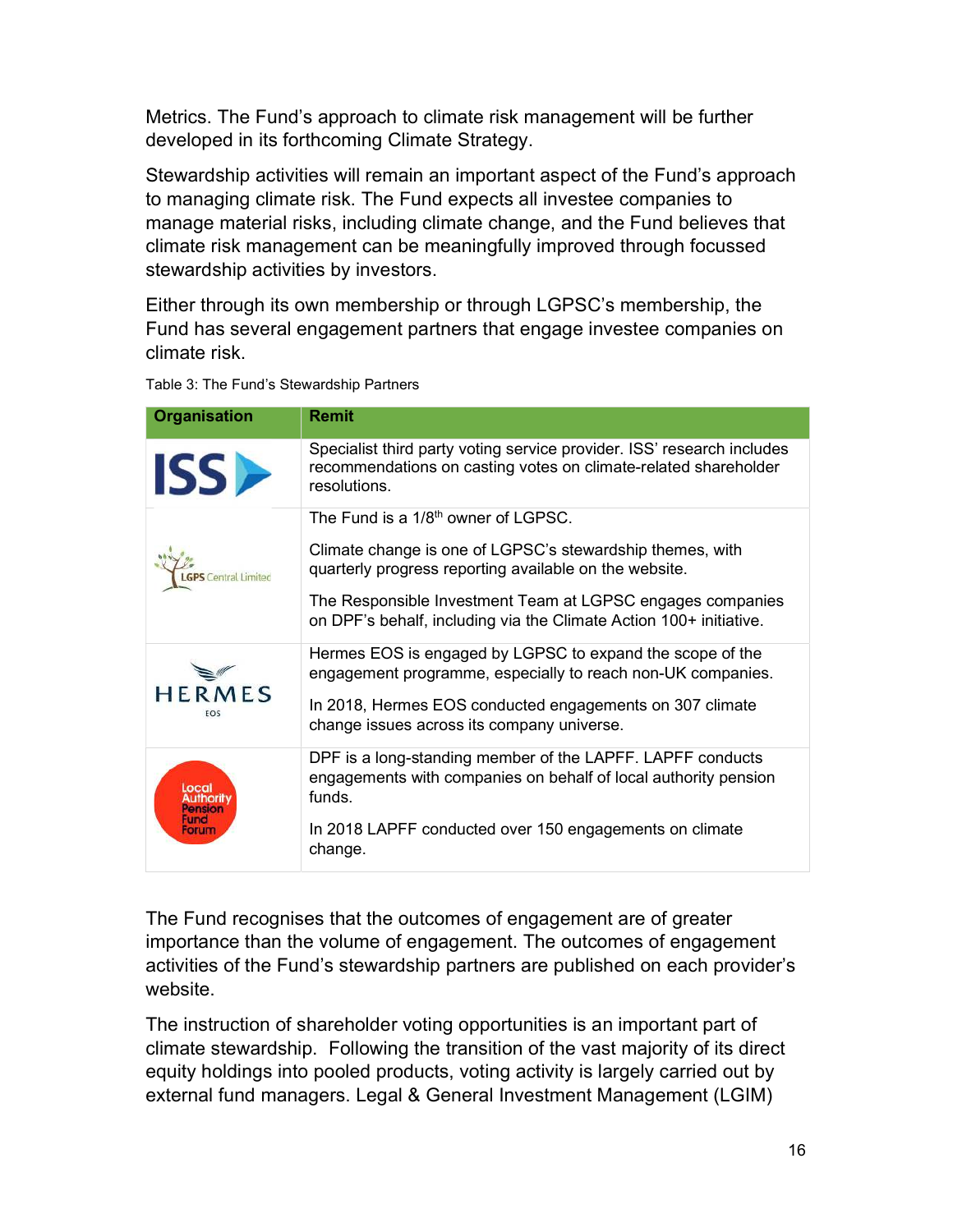Metrics. The Fund's approach to climate risk management will be further developed in its forthcoming Climate Strategy.

Stewardship activities will remain an important aspect of the Fund's approach to managing climate risk. The Fund expects all investee companies to manage material risks, including climate change, and the Fund believes that climate risk management can be meaningfully improved through focussed stewardship activities by investors.

Either through its own membership or through LGPSC's membership, the Fund has several engagement partners that engage investee companies on climate risk.

Table 3: The Fund's Stewardship Partners

| Organisation | Remit |
| --- | --- |
| ISS | Specialist third party voting service provider. ISS' research includes recommendations on casting votes on climate-related shareholder resolutions. |
| LGPS Central Limited | The Fund is a 1/8th owner of LGPSC.<br><br>Climate change is one of LGPSC's stewardship themes, with quarterly progress reporting available on the website.<br><br>The Responsible Investment Team at LGPSC engages companies on DPF's behalf, including via the Climate Action 100+ initiative. |
| HERMES EOS | Hermes EOS is engaged by LGPSC to expand the scope of the engagement programme, especially to reach non-UK companies.<br><br>In 2018, Hermes EOS conducted engagements on 307 climate change issues across its company universe. |
| Local Authority Pension Fund Forum | DPF is a long-standing member of the LAPFF. LAPFF conducts engagements with companies on behalf of local authority pension funds.<br><br>In 2018 LAPFF conducted over 150 engagements on climate change. |

The Fund recognises that the outcomes of engagement are of greater importance than the volume of engagement. The outcomes of engagement activities of the Fund's stewardship partners are published on each provider's website.

The instruction of shareholder voting opportunities is an important part of climate stewardship. Following the transition of the vast majority of its direct equity holdings into pooled products, voting activity is largely carried out by external fund managers. Legal & General Investment Management (LGIM)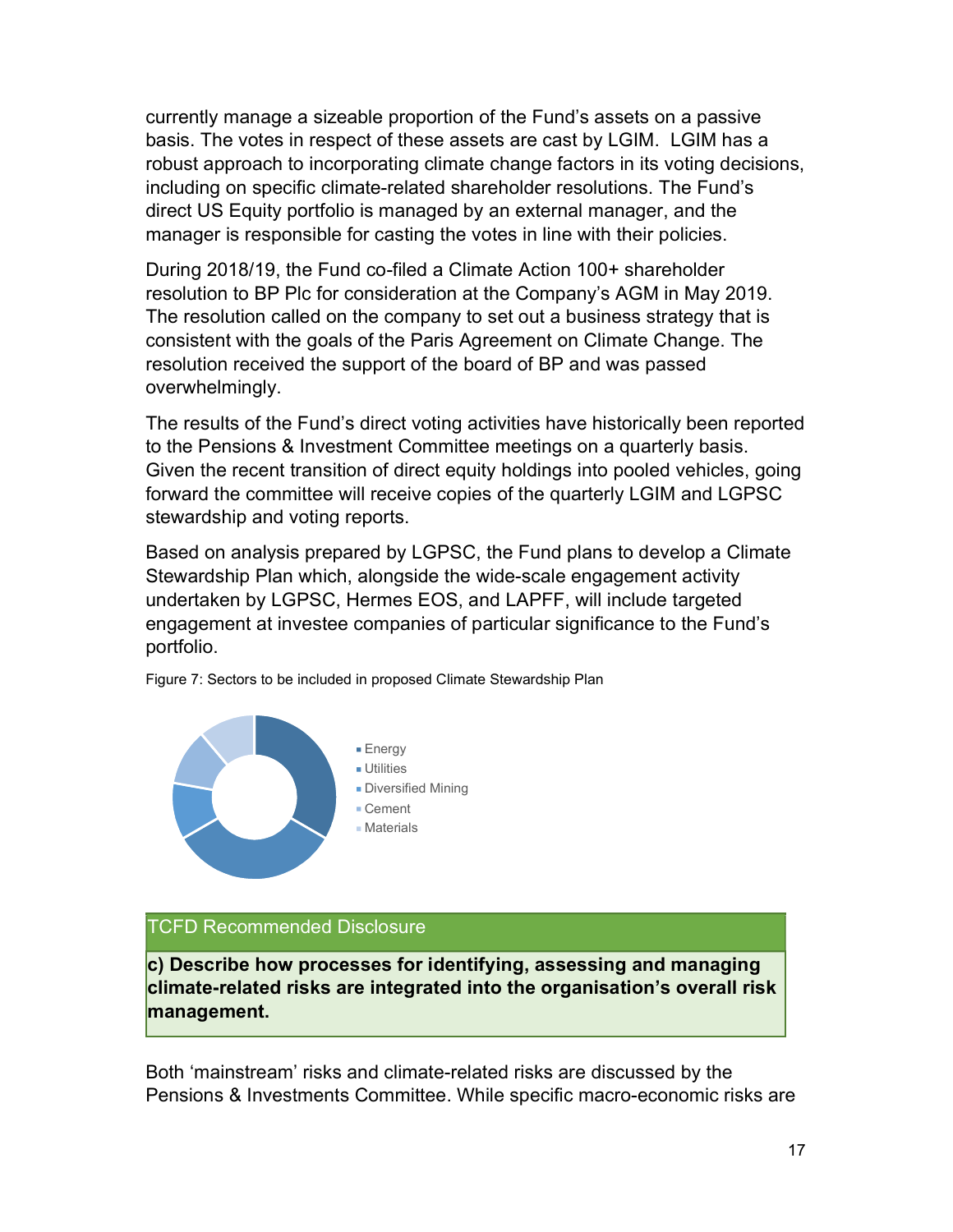currently manage a sizeable proportion of the Fund's assets on a passive basis. The votes in respect of these assets are cast by LGIM. LGIM has a robust approach to incorporating climate change factors in its voting decisions, including on specific climate-related shareholder resolutions. The Fund's direct US Equity portfolio is managed by an external manager, and the manager is responsible for casting the votes in line with their policies.

During 2018/19, the Fund co-filed a Climate Action 100+ shareholder resolution to BP Plc for consideration at the Company's AGM in May 2019. The resolution called on the company to set out a business strategy that is consistent with the goals of the Paris Agreement on Climate Change. The resolution received the support of the board of BP and was passed overwhelmingly.

The results of the Fund's direct voting activities have historically been reported to the Pensions & Investment Committee meetings on a quarterly basis. Given the recent transition of direct equity holdings into pooled vehicles, going forward the committee will receive copies of the quarterly LGIM and LGPSC stewardship and voting reports.

Based on analysis prepared by LGPSC, the Fund plans to develop a Climate Stewardship Plan which, alongside the wide-scale engagement activity undertaken by LGPSC, Hermes EOS, and LAPFF, will include targeted engagement at investee companies of particular significance to the Fund's portfolio.

Figure 7: Sectors to be included in proposed Climate Stewardship Plan

- Energy
- Utilities
- Diversified Mining
- Cement
- Materials

| TCFD Recommended Disclosure |
|---|
| **c) Describe how processes for identifying, assessing and managing climate-related risks are integrated into the organisation's overall risk management.** |

Both 'mainstream' risks and climate-related risks are discussed by the Pensions & Investments Committee. While specific macro-economic risks are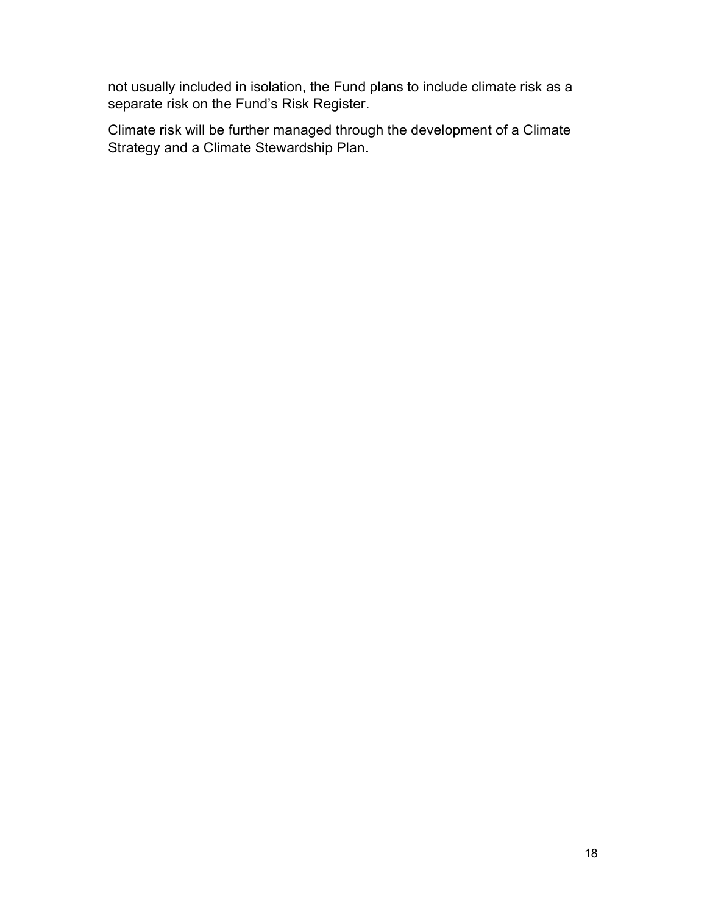not usually included in isolation, the Fund plans to include climate risk as a separate risk on the Fund's Risk Register.

Climate risk will be further managed through the development of a Climate Strategy and a Climate Stewardship Plan.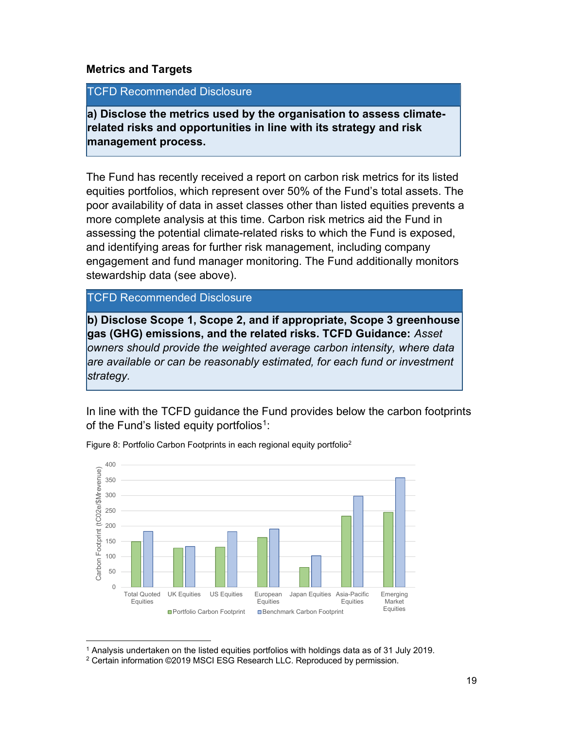## Metrics and Targets

| TCFD Recommended Disclosure |
| --- |
| **a) Disclose the metrics used by the organisation to assess climate-related risks and opportunities in line with its strategy and risk management process.** |

The Fund has recently received a report on carbon risk metrics for its listed equities portfolios, which represent over 50% of the Fund's total assets. The poor availability of data in asset classes other than listed equities prevents a more complete analysis at this time. Carbon risk metrics aid the Fund in assessing the potential climate-related risks to which the Fund is exposed, and identifying areas for further risk management, including company engagement and fund manager monitoring. The Fund additionally monitors stewardship data (see above).

| TCFD Recommended Disclosure |
| --- |
| **b) Disclose Scope 1, Scope 2, and if appropriate, Scope 3 greenhouse gas (GHG) emissions, and the related risks. TCFD Guidance:** *Asset owners should provide the weighted average carbon intensity, where data are available or can be reasonably estimated, for each fund or investment strategy.* |

In line with the TCFD guidance the Fund provides below the carbon footprints of the Fund's listed equity portfolios[1]:

Figure 8: Portfolio Carbon Footprints in each regional equity portfolio[2]

[1] Analysis undertaken on the listed equities portfolios with holdings data as of 31 July 2019.

[2] Certain information ©2019 MSCI ESG Research LLC. Reproduced by permission.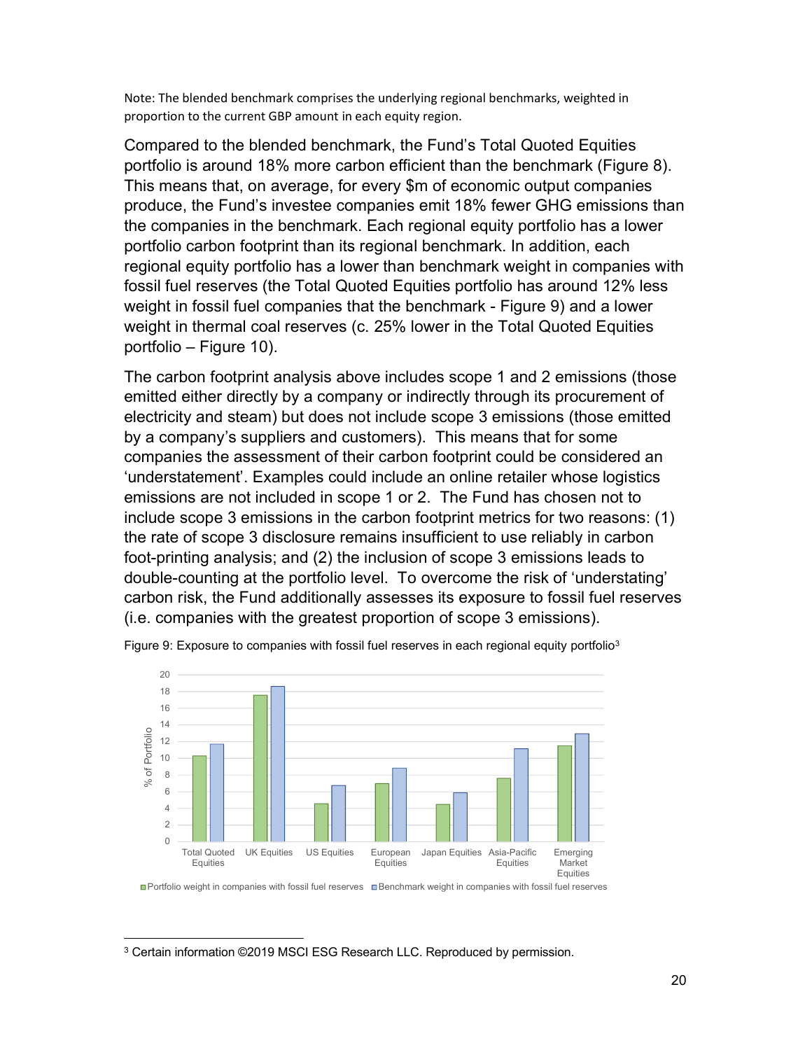Note: The blended benchmark comprises the underlying regional benchmarks, weighted in proportion to the current GBP amount in each equity region.

Compared to the blended benchmark, the Fund's Total Quoted Equities portfolio is around 18% more carbon efficient than the benchmark (Figure 8). This means that, on average, for every $m of economic output companies produce, the Fund's investee companies emit 18% fewer GHG emissions than the companies in the benchmark. Each regional equity portfolio has a lower portfolio carbon footprint than its regional benchmark. In addition, each regional equity portfolio has a lower than benchmark weight in companies with fossil fuel reserves (the Total Quoted Equities portfolio has around 12% less weight in fossil fuel companies that the benchmark - Figure 9) and a lower weight in thermal coal reserves (c. 25% lower in the Total Quoted Equities portfolio – Figure 10).

The carbon footprint analysis above includes scope 1 and 2 emissions (those emitted either directly by a company or indirectly through its procurement of electricity and steam) but does not include scope 3 emissions (those emitted by a company's suppliers and customers). This means that for some companies the assessment of their carbon footprint could be considered an 'understatement'. Examples could include an online retailer whose logistics emissions are not included in scope 1 or 2. The Fund has chosen not to include scope 3 emissions in the carbon footprint metrics for two reasons: (1) the rate of scope 3 disclosure remains insufficient to use reliably in carbon foot-printing analysis; and (2) the inclusion of scope 3 emissions leads to double-counting at the portfolio level. To overcome the risk of 'understating' carbon risk, the Fund additionally assesses its exposure to fossil fuel reserves (i.e. companies with the greatest proportion of scope 3 emissions).

Figure 9: Exposure to companies with fossil fuel reserves in each regional equity portfolio[3]

[3] Certain information ©2019 MSCI ESG Research LLC. Reproduced by permission.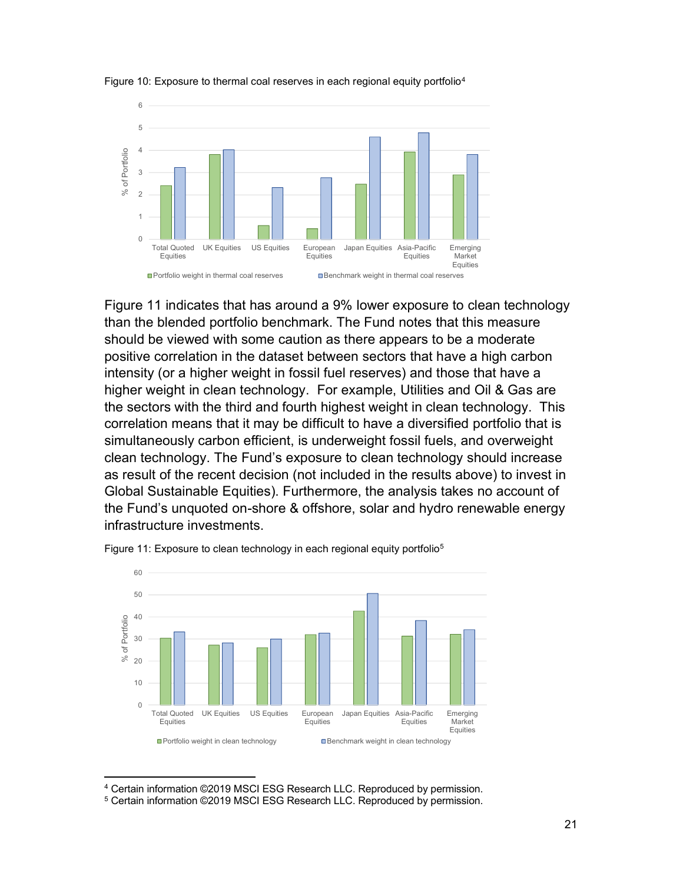Figure 10: Exposure to thermal coal reserves in each regional equity portfolio[4]

Figure 11 indicates that has around a 9% lower exposure to clean technology than the blended portfolio benchmark. The Fund notes that this measure should be viewed with some caution as there appears to be a moderate positive correlation in the dataset between sectors that have a high carbon intensity (or a higher weight in fossil fuel reserves) and those that have a higher weight in clean technology. For example, Utilities and Oil & Gas are the sectors with the third and fourth highest weight in clean technology. This correlation means that it may be difficult to have a diversified portfolio that is simultaneously carbon efficient, is underweight fossil fuels, and overweight clean technology. The Fund's exposure to clean technology should increase as result of the recent decision (not included in the results above) to invest in Global Sustainable Equities). Furthermore, the analysis takes no account of the Fund's unquoted on-shore & offshore, solar and hydro renewable energy infrastructure investments.

Figure 11: Exposure to clean technology in each regional equity portfolio[5]

[4] Certain information ©2019 MSCI ESG Research LLC. Reproduced by permission.

[5] Certain information ©2019 MSCI ESG Research LLC. Reproduced by permission.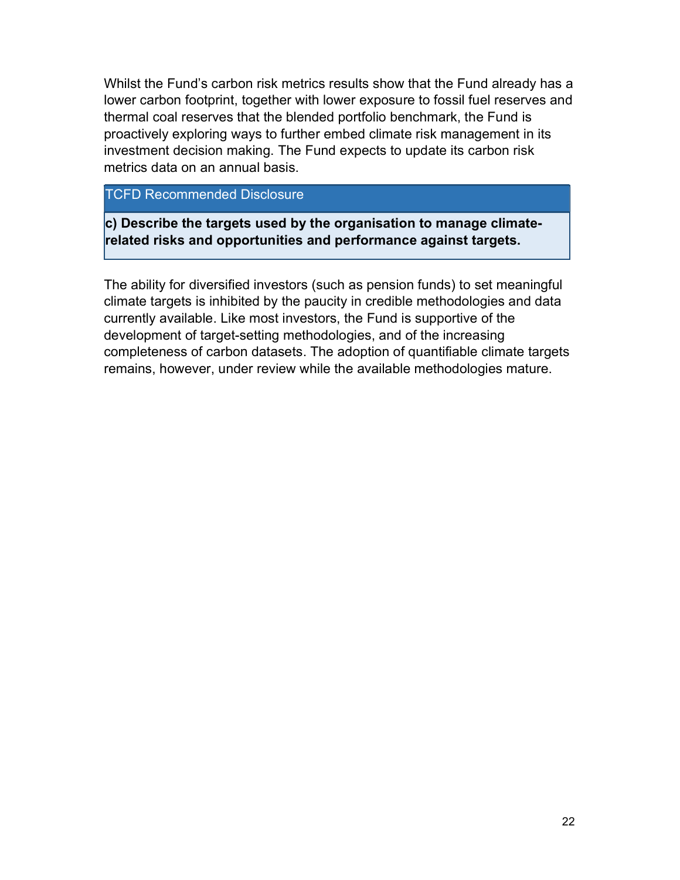Whilst the Fund's carbon risk metrics results show that the Fund already has a lower carbon footprint, together with lower exposure to fossil fuel reserves and thermal coal reserves that the blended portfolio benchmark, the Fund is proactively exploring ways to further embed climate risk management in its investment decision making. The Fund expects to update its carbon risk metrics data on an annual basis.

| TCFD Recommended Disclosure |
| --- |
| **c) Describe the targets used by the organisation to manage climate-related risks and opportunities and performance against targets.** |

The ability for diversified investors (such as pension funds) to set meaningful climate targets is inhibited by the paucity in credible methodologies and data currently available. Like most investors, the Fund is supportive of the development of target-setting methodologies, and of the increasing completeness of carbon datasets. The adoption of quantifiable climate targets remains, however, under review while the available methodologies mature.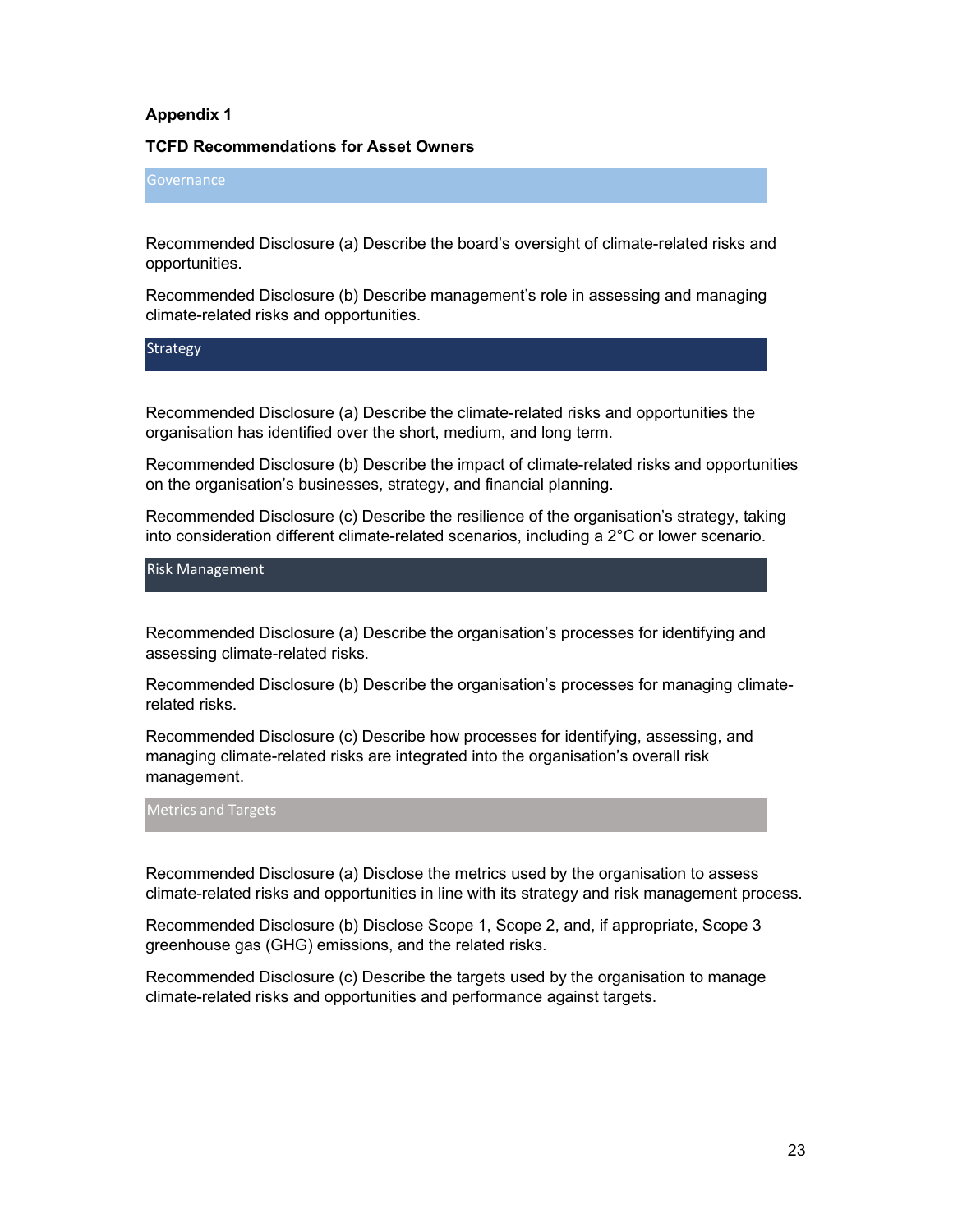**Appendix 1**

**TCFD Recommendations for Asset Owners**

### Governance

Recommended Disclosure (a) Describe the board's oversight of climate-related risks and opportunities.

Recommended Disclosure (b) Describe management's role in assessing and managing climate-related risks and opportunities.

### Strategy

Recommended Disclosure (a) Describe the climate-related risks and opportunities the organisation has identified over the short, medium, and long term.

Recommended Disclosure (b) Describe the impact of climate-related risks and opportunities on the organisation's businesses, strategy, and financial planning.

Recommended Disclosure (c) Describe the resilience of the organisation's strategy, taking into consideration different climate-related scenarios, including a 2°C or lower scenario.

### Risk Management

Recommended Disclosure (a) Describe the organisation's processes for identifying and assessing climate-related risks.

Recommended Disclosure (b) Describe the organisation's processes for managing climate-related risks.

Recommended Disclosure (c) Describe how processes for identifying, assessing, and managing climate-related risks are integrated into the organisation's overall risk management.

### Metrics and Targets

Recommended Disclosure (a) Disclose the metrics used by the organisation to assess climate-related risks and opportunities in line with its strategy and risk management process.

Recommended Disclosure (b) Disclose Scope 1, Scope 2, and, if appropriate, Scope 3 greenhouse gas (GHG) emissions, and the related risks.

Recommended Disclosure (c) Describe the targets used by the organisation to manage climate-related risks and opportunities and performance against targets.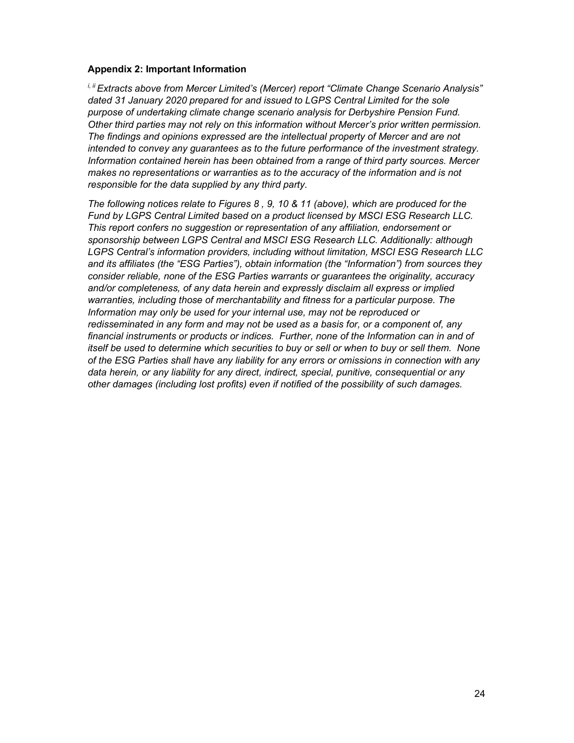**Appendix 2: Important Information**

*[i, ii] Extracts above from Mercer Limited's (Mercer) report "Climate Change Scenario Analysis" dated 31 January 2020 prepared for and issued to LGPS Central Limited for the sole purpose of undertaking climate change scenario analysis for Derbyshire Pension Fund. Other third parties may not rely on this information without Mercer's prior written permission. The findings and opinions expressed are the intellectual property of Mercer and are not intended to convey any guarantees as to the future performance of the investment strategy. Information contained herein has been obtained from a range of third party sources. Mercer makes no representations or warranties as to the accuracy of the information and is not responsible for the data supplied by any third party.*

*The following notices relate to Figures 8 , 9, 10 & 11 (above), which are produced for the Fund by LGPS Central Limited based on a product licensed by MSCI ESG Research LLC. This report confers no suggestion or representation of any affiliation, endorsement or sponsorship between LGPS Central and MSCI ESG Research LLC. Additionally: although LGPS Central's information providers, including without limitation, MSCI ESG Research LLC and its affiliates (the "ESG Parties"), obtain information (the "Information") from sources they consider reliable, none of the ESG Parties warrants or guarantees the originality, accuracy and/or completeness, of any data herein and expressly disclaim all express or implied warranties, including those of merchantability and fitness for a particular purpose. The Information may only be used for your internal use, may not be reproduced or redisseminated in any form and may not be used as a basis for, or a component of, any financial instruments or products or indices. Further, none of the Information can in and of itself be used to determine which securities to buy or sell or when to buy or sell them. None of the ESG Parties shall have any liability for any errors or omissions in connection with any data herein, or any liability for any direct, indirect, special, punitive, consequential or any other damages (including lost profits) even if notified of the possibility of such damages.*